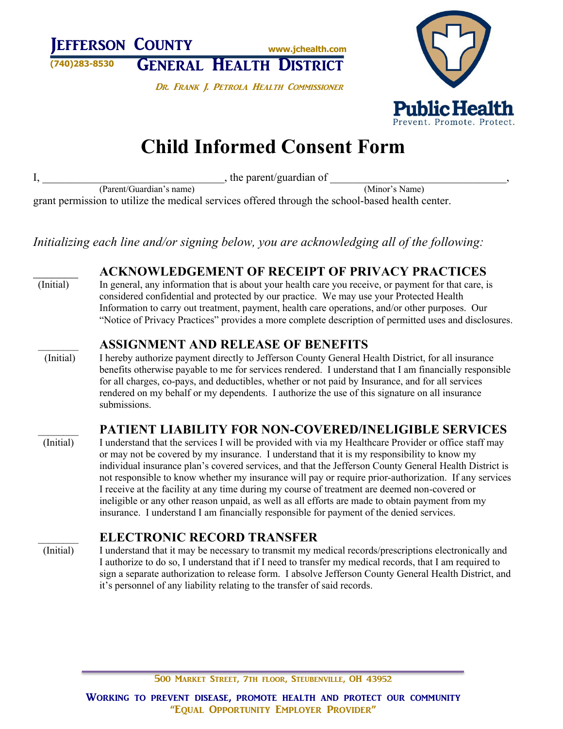**Jefferson County** www.jchealth.com
(740)283-8530 **General Health District**

*Dr. Frank J. Petrola Health Commissioner*

**Public Health**
Prevent. Promote. Protect.

# Child Informed Consent Form

I, ________________________________, the parent/guardian of ________________________________,
(Parent/Guardian's name) (Minor's Name)
grant permission to utilize the medical services offered through the school-based health center.

*Initializing each line and/or signing below, you are acknowledging all of the following:*

________ (Initial)

## ACKNOWLEDGEMENT OF RECEIPT OF PRIVACY PRACTICES

In general, any information that is about your health care you receive, or payment for that care, is considered confidential and protected by our practice. We may use your Protected Health Information to carry out treatment, payment, health care operations, and/or other purposes. Our "Notice of Privacy Practices" provides a more complete description of permitted uses and disclosures.

________ (Initial)

## ASSIGNMENT AND RELEASE OF BENEFITS

I hereby authorize payment directly to Jefferson County General Health District, for all insurance benefits otherwise payable to me for services rendered. I understand that I am financially responsible for all charges, co-pays, and deductibles, whether or not paid by Insurance, and for all services rendered on my behalf or my dependents. I authorize the use of this signature on all insurance submissions.

________ (Initial)

## PATIENT LIABILITY FOR NON-COVERED/INELIGIBLE SERVICES

I understand that the services I will be provided with via my Healthcare Provider or office staff may or may not be covered by my insurance. I understand that it is my responsibility to know my individual insurance plan's covered services, and that the Jefferson County General Health District is not responsible to know whether my insurance will pay or require prior-authorization. If any services I receive at the facility at any time during my course of treatment are deemed non-covered or ineligible or any other reason unpaid, as well as all efforts are made to obtain payment from my insurance. I understand I am financially responsible for payment of the denied services.

________ (Initial)

## ELECTRONIC RECORD TRANSFER

I understand that it may be necessary to transmit my medical records/prescriptions electronically and I authorize to do so, I understand that if I need to transfer my medical records, that I am required to sign a separate authorization to release form. I absolve Jefferson County General Health District, and it's personnel of any liability relating to the transfer of said records.

500 Market Street, 7th floor, Steubenville, OH 43952

**Working to prevent disease, promote health and protect our community**
**"Equal Opportunity Employer Provider"**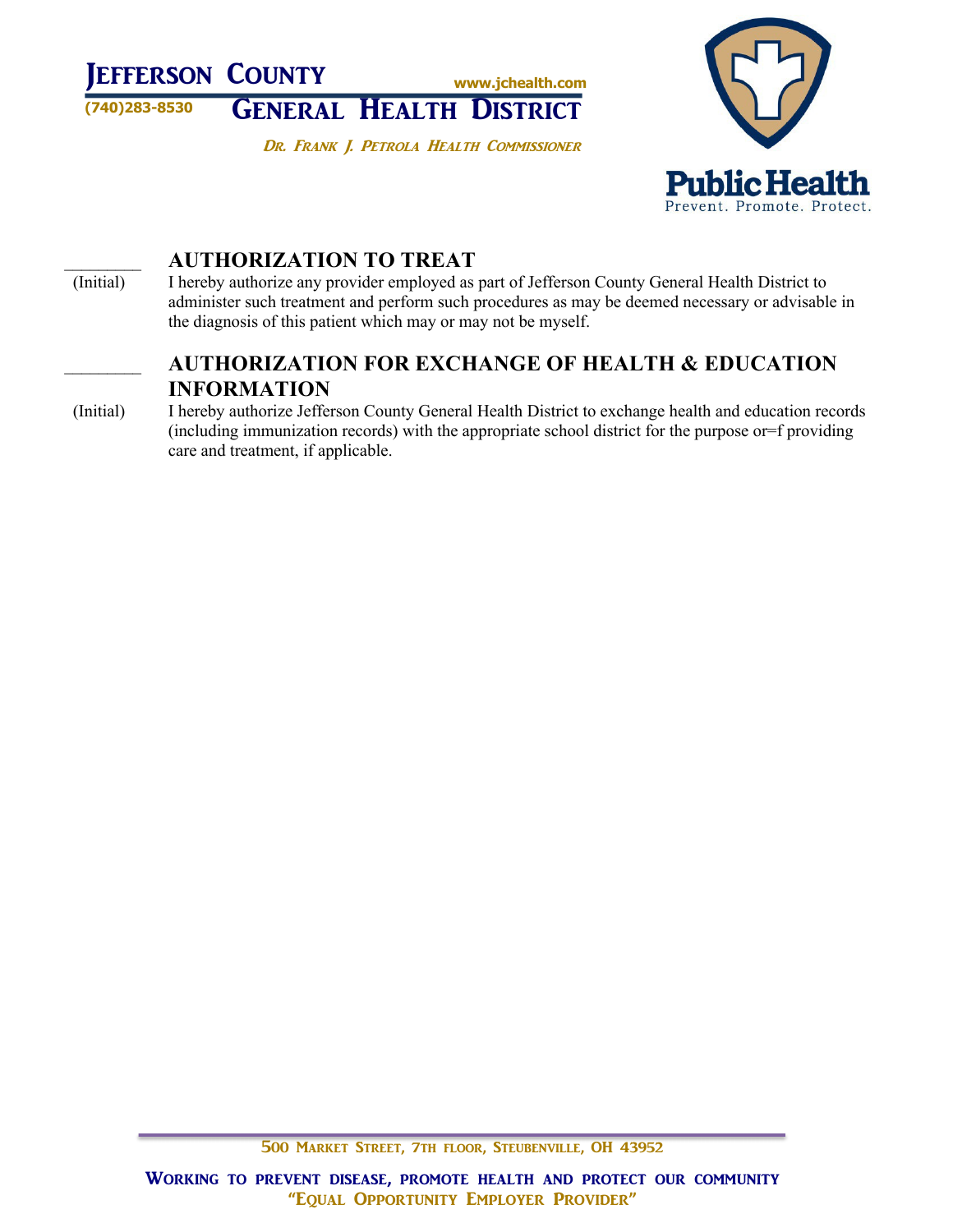# JEFFERSON COUNTY GENERAL HEALTH DISTRICT

(740)283-8530 www.jchealth.com

*Dr. Frank J. Petrola Health Commissioner*

Public Health
Prevent. Promote. Protect.

________ (Initial)

## AUTHORIZATION TO TREAT

I hereby authorize any provider employed as part of Jefferson County General Health District to administer such treatment and perform such procedures as may be deemed necessary or advisable in the diagnosis of this patient which may or may not be myself.

________ (Initial)

## AUTHORIZATION FOR EXCHANGE OF HEALTH & EDUCATION INFORMATION

I hereby authorize Jefferson County General Health District to exchange health and education records (including immunization records) with the appropriate school district for the purpose or=f providing care and treatment, if applicable.

500 Market Street, 7th floor, Steubenville, OH 43952

Working to prevent disease, promote health and protect our community
"Equal Opportunity Employer Provider"